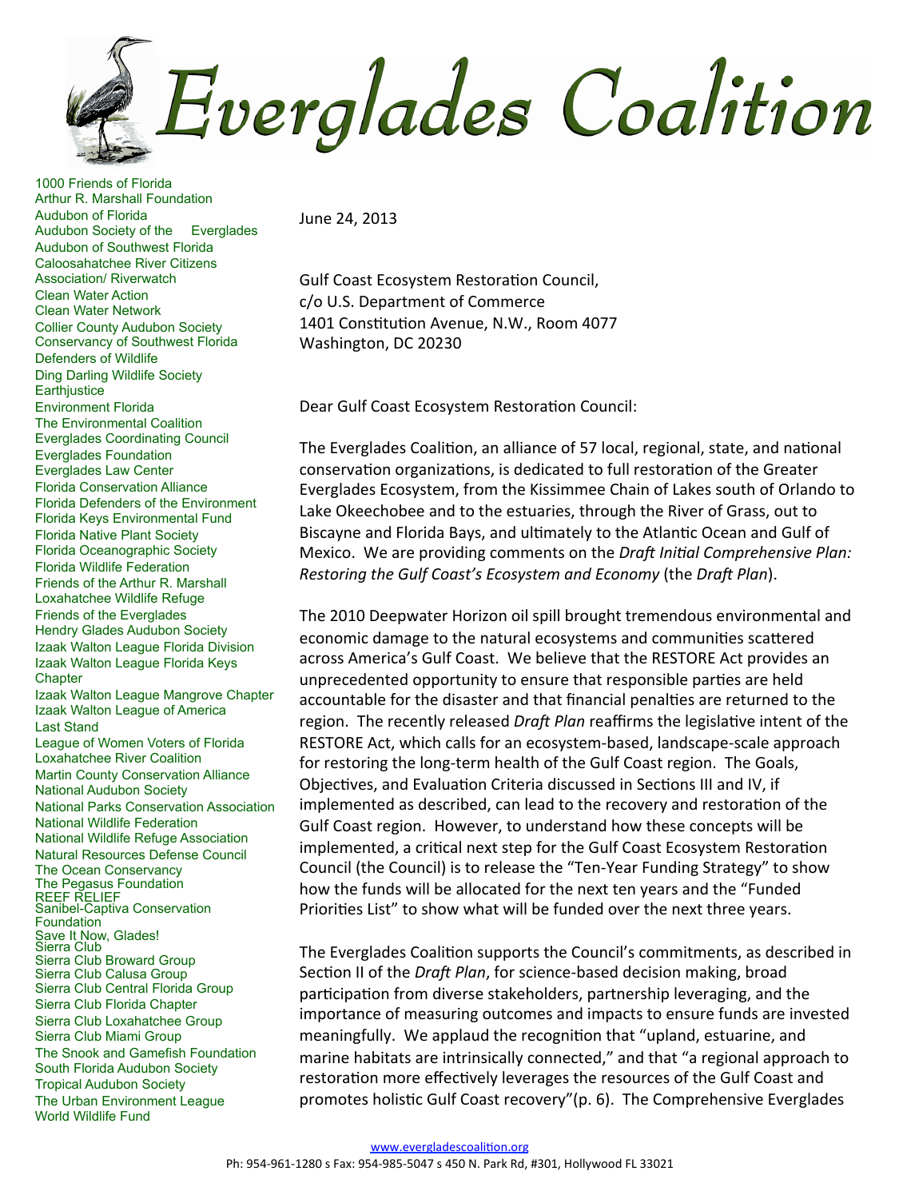# Everglades Coalition

1000 Friends of Florida
Arthur R. Marshall Foundation
Audubon of Florida
Audubon Society of the Everglades
Audubon of Southwest Florida
Caloosahatchee River Citizens Association/ Riverwatch
Clean Water Action
Clean Water Network
Collier County Audubon Society
Conservancy of Southwest Florida
Defenders of Wildlife
Ding Darling Wildlife Society
Earthjustice
Environment Florida
The Environmental Coalition
Everglades Coordinating Council
Everglades Foundation
Everglades Law Center
Florida Conservation Alliance
Florida Defenders of the Environment
Florida Keys Environmental Fund
Florida Native Plant Society
Florida Oceanographic Society
Florida Wildlife Federation
Friends of the Arthur R. Marshall Loxahatchee Wildlife Refuge
Friends of the Everglades
Hendry Glades Audubon Society
Izaak Walton League Florida Division
Izaak Walton League Florida Keys Chapter
Izaak Walton League Mangrove Chapter
Izaak Walton League of America
Last Stand
League of Women Voters of Florida
Loxahatchee River Coalition
Martin County Conservation Alliance
National Audubon Society
National Parks Conservation Association
National Wildlife Federation
National Wildlife Refuge Association
Natural Resources Defense Council
The Ocean Conservancy
The Pegasus Foundation
REEF RELIEF
Sanibel-Captiva Conservation Foundation
Save It Now, Glades!
Sierra Club
Sierra Club Broward Group
Sierra Club Calusa Group
Sierra Club Central Florida Group
Sierra Club Florida Chapter
Sierra Club Loxahatchee Group
Sierra Club Miami Group
The Snook and Gamefish Foundation
South Florida Audubon Society
Tropical Audubon Society
The Urban Environment League
World Wildlife Fund

June 24, 2013

Gulf Coast Ecosystem Restoration Council,
c/o U.S. Department of Commerce
1401 Constitution Avenue, N.W., Room 4077
Washington, DC 20230

Dear Gulf Coast Ecosystem Restoration Council:

The Everglades Coalition, an alliance of 57 local, regional, state, and national conservation organizations, is dedicated to full restoration of the Greater Everglades Ecosystem, from the Kissimmee Chain of Lakes south of Orlando to Lake Okeechobee and to the estuaries, through the River of Grass, out to Biscayne and Florida Bays, and ultimately to the Atlantic Ocean and Gulf of Mexico. We are providing comments on the *Draft Initial Comprehensive Plan: Restoring the Gulf Coast's Ecosystem and Economy* (the *Draft Plan*).

The 2010 Deepwater Horizon oil spill brought tremendous environmental and economic damage to the natural ecosystems and communities scattered across America's Gulf Coast. We believe that the RESTORE Act provides an unprecedented opportunity to ensure that responsible parties are held accountable for the disaster and that financial penalties are returned to the region. The recently released *Draft Plan* reaffirms the legislative intent of the RESTORE Act, which calls for an ecosystem-based, landscape-scale approach for restoring the long-term health of the Gulf Coast region. The Goals, Objectives, and Evaluation Criteria discussed in Sections III and IV, if implemented as described, can lead to the recovery and restoration of the Gulf Coast region. However, to understand how these concepts will be implemented, a critical next step for the Gulf Coast Ecosystem Restoration Council (the Council) is to release the "Ten-Year Funding Strategy" to show how the funds will be allocated for the next ten years and the "Funded Priorities List" to show what will be funded over the next three years.

The Everglades Coalition supports the Council's commitments, as described in Section II of the *Draft Plan*, for science-based decision making, broad participation from diverse stakeholders, partnership leveraging, and the importance of measuring outcomes and impacts to ensure funds are invested meaningfully. We applaud the recognition that "upland, estuarine, and marine habitats are intrinsically connected," and that "a regional approach to restoration more effectively leverages the resources of the Gulf Coast and promotes holistic Gulf Coast recovery"(p. 6). The Comprehensive Everglades

www.evergladescoalition.org
Ph: 954-961-1280 s Fax: 954-985-5047 s 450 N. Park Rd, #301, Hollywood FL 33021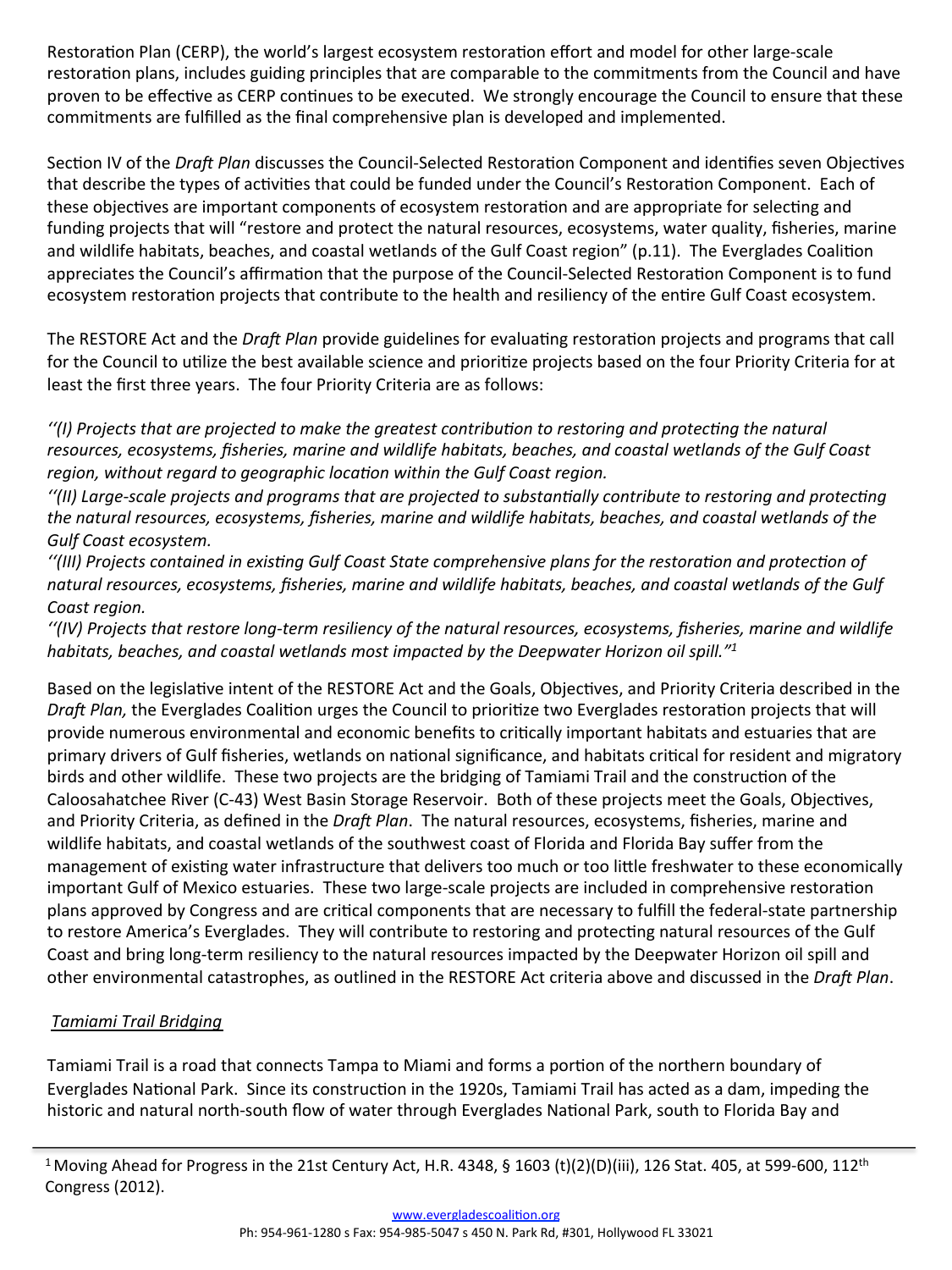Restoration Plan (CERP), the world's largest ecosystem restoration effort and model for other large-scale restoration plans, includes guiding principles that are comparable to the commitments from the Council and have proven to be effective as CERP continues to be executed. We strongly encourage the Council to ensure that these commitments are fulfilled as the final comprehensive plan is developed and implemented.

Section IV of the *Draft Plan* discusses the Council-Selected Restoration Component and identifies seven Objectives that describe the types of activities that could be funded under the Council's Restoration Component. Each of these objectives are important components of ecosystem restoration and are appropriate for selecting and funding projects that will "restore and protect the natural resources, ecosystems, water quality, fisheries, marine and wildlife habitats, beaches, and coastal wetlands of the Gulf Coast region" (p.11). The Everglades Coalition appreciates the Council's affirmation that the purpose of the Council-Selected Restoration Component is to fund ecosystem restoration projects that contribute to the health and resiliency of the entire Gulf Coast ecosystem.

The RESTORE Act and the *Draft Plan* provide guidelines for evaluating restoration projects and programs that call for the Council to utilize the best available science and prioritize projects based on the four Priority Criteria for at least the first three years. The four Priority Criteria are as follows:

*''(I) Projects that are projected to make the greatest contribution to restoring and protecting the natural resources, ecosystems, fisheries, marine and wildlife habitats, beaches, and coastal wetlands of the Gulf Coast region, without regard to geographic location within the Gulf Coast region.*
*''(II) Large-scale projects and programs that are projected to substantially contribute to restoring and protecting the natural resources, ecosystems, fisheries, marine and wildlife habitats, beaches, and coastal wetlands of the Gulf Coast ecosystem.*
*''(III) Projects contained in existing Gulf Coast State comprehensive plans for the restoration and protection of natural resources, ecosystems, fisheries, marine and wildlife habitats, beaches, and coastal wetlands of the Gulf Coast region.*
*''(IV) Projects that restore long-term resiliency of the natural resources, ecosystems, fisheries, marine and wildlife habitats, beaches, and coastal wetlands most impacted by the Deepwater Horizon oil spill."*[1]

Based on the legislative intent of the RESTORE Act and the Goals, Objectives, and Priority Criteria described in the *Draft Plan,* the Everglades Coalition urges the Council to prioritize two Everglades restoration projects that will provide numerous environmental and economic benefits to critically important habitats and estuaries that are primary drivers of Gulf fisheries, wetlands on national significance, and habitats critical for resident and migratory birds and other wildlife. These two projects are the bridging of Tamiami Trail and the construction of the Caloosahatchee River (C-43) West Basin Storage Reservoir. Both of these projects meet the Goals, Objectives, and Priority Criteria, as defined in the *Draft Plan*. The natural resources, ecosystems, fisheries, marine and wildlife habitats, and coastal wetlands of the southwest coast of Florida and Florida Bay suffer from the management of existing water infrastructure that delivers too much or too little freshwater to these economically important Gulf of Mexico estuaries. These two large-scale projects are included in comprehensive restoration plans approved by Congress and are critical components that are necessary to fulfill the federal-state partnership to restore America's Everglades. They will contribute to restoring and protecting natural resources of the Gulf Coast and bring long-term resiliency to the natural resources impacted by the Deepwater Horizon oil spill and other environmental catastrophes, as outlined in the RESTORE Act criteria above and discussed in the *Draft Plan*.

### *Tamiami Trail Bridging*

Tamiami Trail is a road that connects Tampa to Miami and forms a portion of the northern boundary of Everglades National Park. Since its construction in the 1920s, Tamiami Trail has acted as a dam, impeding the historic and natural north-south flow of water through Everglades National Park, south to Florida Bay and

---

[1] Moving Ahead for Progress in the 21st Century Act, H.R. 4348, § 1603 (t)(2)(D)(iii), 126 Stat. 405, at 599-600, 112th Congress (2012).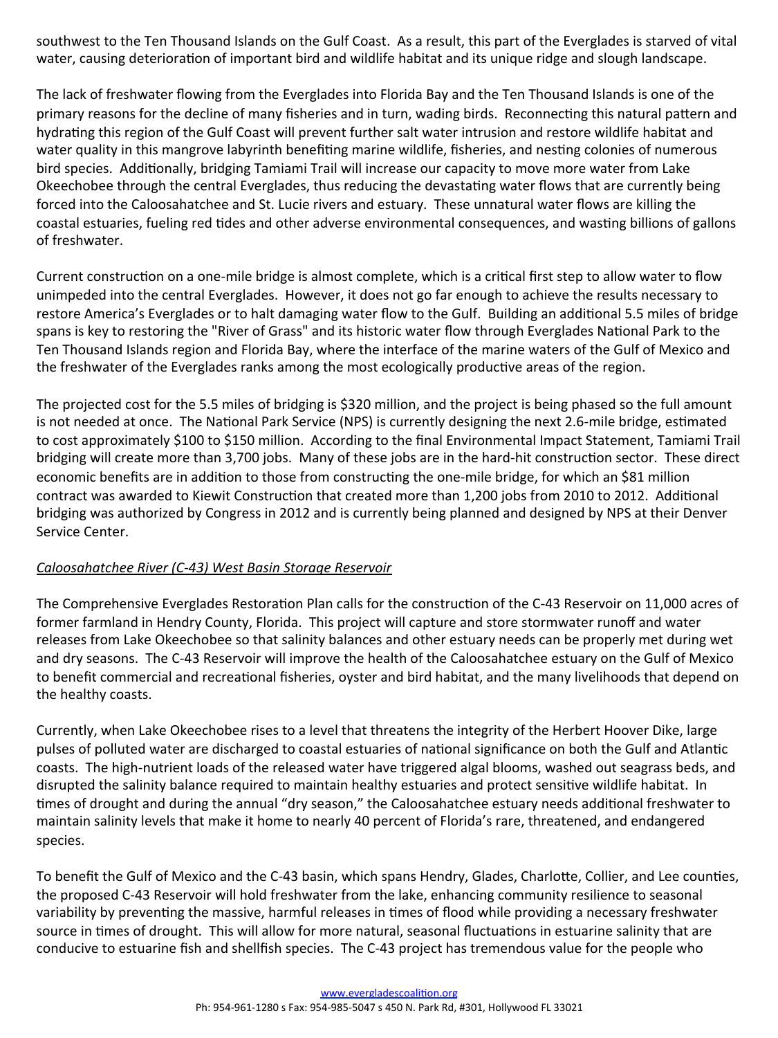southwest to the Ten Thousand Islands on the Gulf Coast. As a result, this part of the Everglades is starved of vital water, causing deterioration of important bird and wildlife habitat and its unique ridge and slough landscape.

The lack of freshwater flowing from the Everglades into Florida Bay and the Ten Thousand Islands is one of the primary reasons for the decline of many fisheries and in turn, wading birds. Reconnecting this natural pattern and hydrating this region of the Gulf Coast will prevent further salt water intrusion and restore wildlife habitat and water quality in this mangrove labyrinth benefiting marine wildlife, fisheries, and nesting colonies of numerous bird species. Additionally, bridging Tamiami Trail will increase our capacity to move more water from Lake Okeechobee through the central Everglades, thus reducing the devastating water flows that are currently being forced into the Caloosahatchee and St. Lucie rivers and estuary. These unnatural water flows are killing the coastal estuaries, fueling red tides and other adverse environmental consequences, and wasting billions of gallons of freshwater.

Current construction on a one-mile bridge is almost complete, which is a critical first step to allow water to flow unimpeded into the central Everglades. However, it does not go far enough to achieve the results necessary to restore America's Everglades or to halt damaging water flow to the Gulf. Building an additional 5.5 miles of bridge spans is key to restoring the "River of Grass" and its historic water flow through Everglades National Park to the Ten Thousand Islands region and Florida Bay, where the interface of the marine waters of the Gulf of Mexico and the freshwater of the Everglades ranks among the most ecologically productive areas of the region.

The projected cost for the 5.5 miles of bridging is $320 million, and the project is being phased so the full amount is not needed at once. The National Park Service (NPS) is currently designing the next 2.6-mile bridge, estimated to cost approximately $100 to $150 million. According to the final Environmental Impact Statement, Tamiami Trail bridging will create more than 3,700 jobs. Many of these jobs are in the hard-hit construction sector. These direct economic benefits are in addition to those from constructing the one-mile bridge, for which an $81 million contract was awarded to Kiewit Construction that created more than 1,200 jobs from 2010 to 2012. Additional bridging was authorized by Congress in 2012 and is currently being planned and designed by NPS at their Denver Service Center.

*<u>Caloosahatchee River (C-43) West Basin Storage Reservoir</u>*

The Comprehensive Everglades Restoration Plan calls for the construction of the C-43 Reservoir on 11,000 acres of former farmland in Hendry County, Florida. This project will capture and store stormwater runoff and water releases from Lake Okeechobee so that salinity balances and other estuary needs can be properly met during wet and dry seasons. The C-43 Reservoir will improve the health of the Caloosahatchee estuary on the Gulf of Mexico to benefit commercial and recreational fisheries, oyster and bird habitat, and the many livelihoods that depend on the healthy coasts.

Currently, when Lake Okeechobee rises to a level that threatens the integrity of the Herbert Hoover Dike, large pulses of polluted water are discharged to coastal estuaries of national significance on both the Gulf and Atlantic coasts. The high-nutrient loads of the released water have triggered algal blooms, washed out seagrass beds, and disrupted the salinity balance required to maintain healthy estuaries and protect sensitive wildlife habitat. In times of drought and during the annual "dry season," the Caloosahatchee estuary needs additional freshwater to maintain salinity levels that make it home to nearly 40 percent of Florida's rare, threatened, and endangered species.

To benefit the Gulf of Mexico and the C-43 basin, which spans Hendry, Glades, Charlotte, Collier, and Lee counties, the proposed C-43 Reservoir will hold freshwater from the lake, enhancing community resilience to seasonal variability by preventing the massive, harmful releases in times of flood while providing a necessary freshwater source in times of drought. This will allow for more natural, seasonal fluctuations in estuarine salinity that are conducive to estuarine fish and shellfish species. The C-43 project has tremendous value for the people who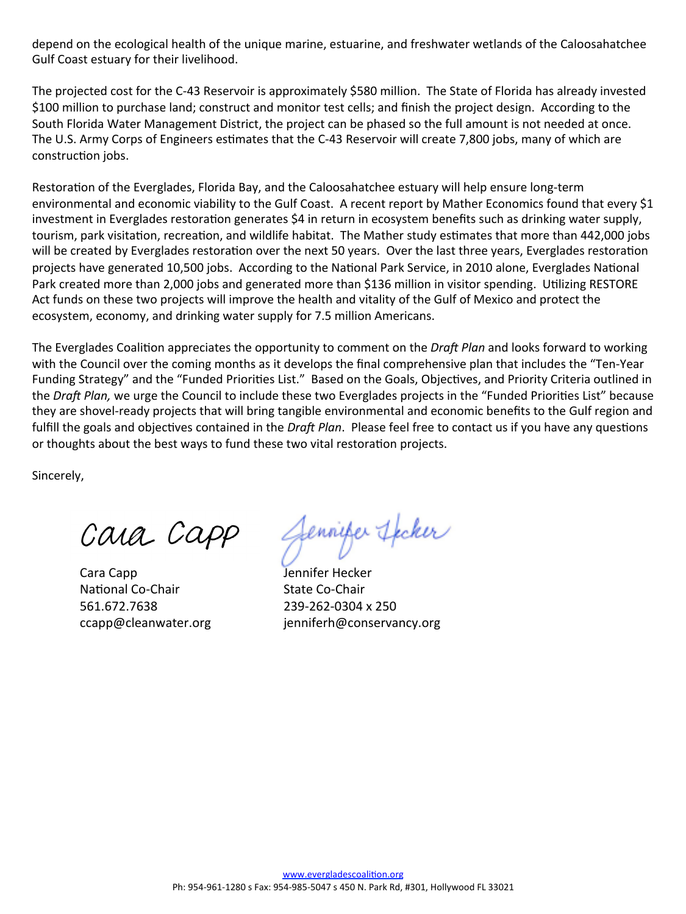depend on the ecological health of the unique marine, estuarine, and freshwater wetlands of the Caloosahatchee Gulf Coast estuary for their livelihood.

The projected cost for the C-43 Reservoir is approximately $580 million. The State of Florida has already invested $100 million to purchase land; construct and monitor test cells; and finish the project design. According to the South Florida Water Management District, the project can be phased so the full amount is not needed at once. The U.S. Army Corps of Engineers estimates that the C-43 Reservoir will create 7,800 jobs, many of which are construction jobs.

Restoration of the Everglades, Florida Bay, and the Caloosahatchee estuary will help ensure long-term environmental and economic viability to the Gulf Coast. A recent report by Mather Economics found that every $1 investment in Everglades restoration generates $4 in return in ecosystem benefits such as drinking water supply, tourism, park visitation, recreation, and wildlife habitat. The Mather study estimates that more than 442,000 jobs will be created by Everglades restoration over the next 50 years. Over the last three years, Everglades restoration projects have generated 10,500 jobs. According to the National Park Service, in 2010 alone, Everglades National Park created more than 2,000 jobs and generated more than $136 million in visitor spending. Utilizing RESTORE Act funds on these two projects will improve the health and vitality of the Gulf of Mexico and protect the ecosystem, economy, and drinking water supply for 7.5 million Americans.

The Everglades Coalition appreciates the opportunity to comment on the *Draft Plan* and looks forward to working with the Council over the coming months as it develops the final comprehensive plan that includes the "Ten-Year Funding Strategy" and the "Funded Priorities List." Based on the Goals, Objectives, and Priority Criteria outlined in the *Draft Plan,* we urge the Council to include these two Everglades projects in the "Funded Priorities List" because they are shovel-ready projects that will bring tangible environmental and economic benefits to the Gulf region and fulfill the goals and objectives contained in the *Draft Plan*. Please feel free to contact us if you have any questions or thoughts about the best ways to fund these two vital restoration projects.

Sincerely,

Cara Capp
National Co-Chair
561.672.7638
ccapp@cleanwater.org

Jennifer Hecker
State Co-Chair
239-262-0304 x 250
jenniferh@conservancy.org

www.evergladescoalition.org
Ph: 954-961-1280 s Fax: 954-985-5047 s 450 N. Park Rd, #301, Hollywood FL 33021